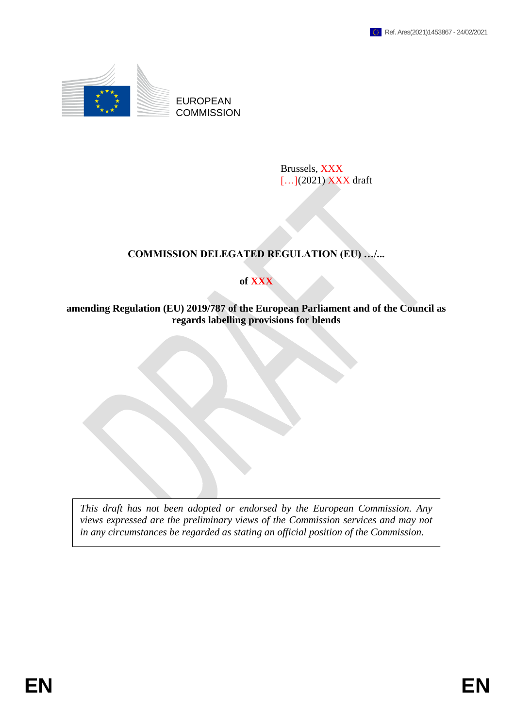EUROPEAN COMMISSION

Brussels, XXX
[…](2021) XXX draft

# COMMISSION DELEGATED REGULATION (EU) …/...

**of XXX**

**amending Regulation (EU) 2019/787 of the European Parliament and of the Council as regards labelling provisions for blends**

*This draft has not been adopted or endorsed by the European Commission. Any views expressed are the preliminary views of the Commission services and may not in any circumstances be regarded as stating an official position of the Commission.*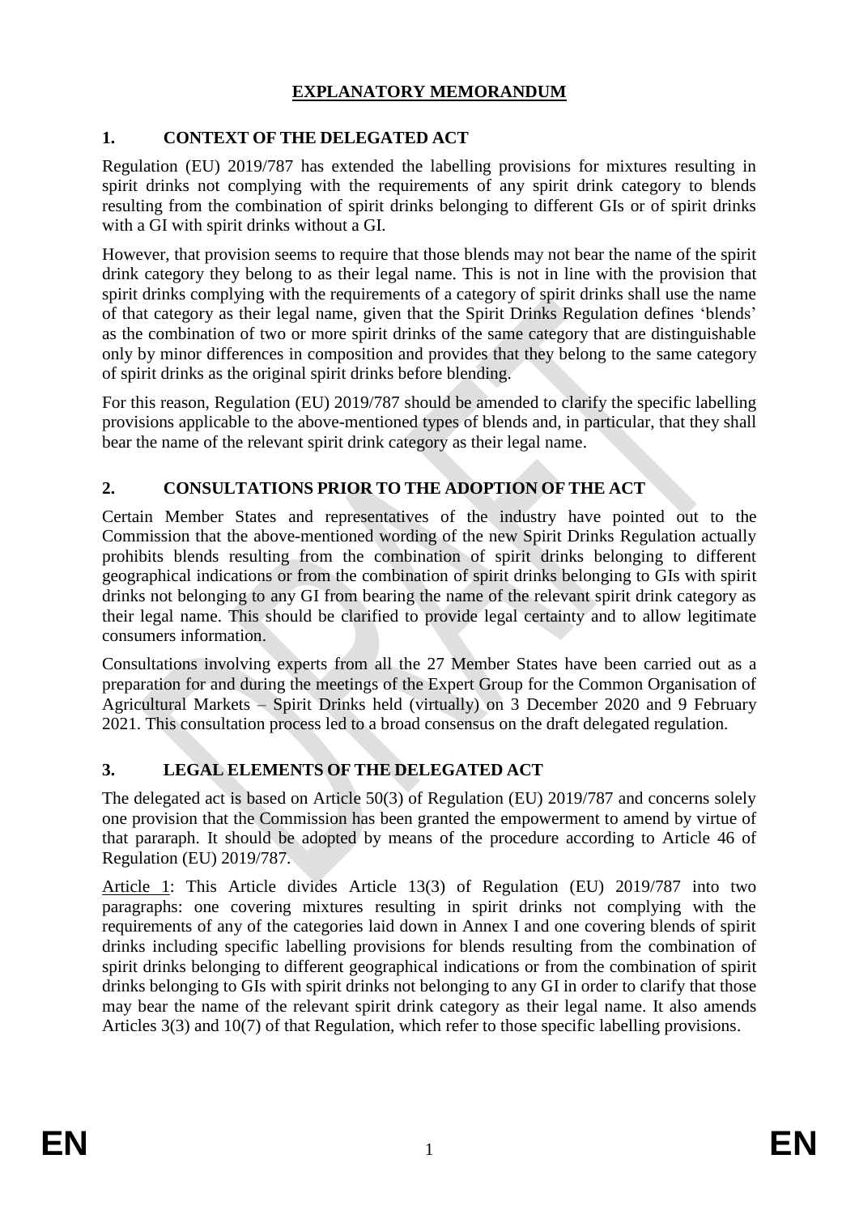# EXPLANATORY MEMORANDUM

## 1. CONTEXT OF THE DELEGATED ACT

Regulation (EU) 2019/787 has extended the labelling provisions for mixtures resulting in spirit drinks not complying with the requirements of any spirit drink category to blends resulting from the combination of spirit drinks belonging to different GIs or of spirit drinks with a GI with spirit drinks without a GI.

However, that provision seems to require that those blends may not bear the name of the spirit drink category they belong to as their legal name. This is not in line with the provision that spirit drinks complying with the requirements of a category of spirit drinks shall use the name of that category as their legal name, given that the Spirit Drinks Regulation defines 'blends' as the combination of two or more spirit drinks of the same category that are distinguishable only by minor differences in composition and provides that they belong to the same category of spirit drinks as the original spirit drinks before blending.

For this reason, Regulation (EU) 2019/787 should be amended to clarify the specific labelling provisions applicable to the above-mentioned types of blends and, in particular, that they shall bear the name of the relevant spirit drink category as their legal name.

## 2. CONSULTATIONS PRIOR TO THE ADOPTION OF THE ACT

Certain Member States and representatives of the industry have pointed out to the Commission that the above-mentioned wording of the new Spirit Drinks Regulation actually prohibits blends resulting from the combination of spirit drinks belonging to different geographical indications or from the combination of spirit drinks belonging to GIs with spirit drinks not belonging to any GI from bearing the name of the relevant spirit drink category as their legal name. This should be clarified to provide legal certainty and to allow legitimate consumers information.

Consultations involving experts from all the 27 Member States have been carried out as a preparation for and during the meetings of the Expert Group for the Common Organisation of Agricultural Markets – Spirit Drinks held (virtually) on 3 December 2020 and 9 February 2021. This consultation process led to a broad consensus on the draft delegated regulation.

## 3. LEGAL ELEMENTS OF THE DELEGATED ACT

The delegated act is based on Article 50(3) of Regulation (EU) 2019/787 and concerns solely one provision that the Commission has been granted the empowerment to amend by virtue of that pararaph. It should be adopted by means of the procedure according to Article 46 of Regulation (EU) 2019/787.

Article 1: This Article divides Article 13(3) of Regulation (EU) 2019/787 into two paragraphs: one covering mixtures resulting in spirit drinks not complying with the requirements of any of the categories laid down in Annex I and one covering blends of spirit drinks including specific labelling provisions for blends resulting from the combination of spirit drinks belonging to different geographical indications or from the combination of spirit drinks belonging to GIs with spirit drinks not belonging to any GI in order to clarify that those may bear the name of the relevant spirit drink category as their legal name. It also amends Articles 3(3) and 10(7) of that Regulation, which refer to those specific labelling provisions.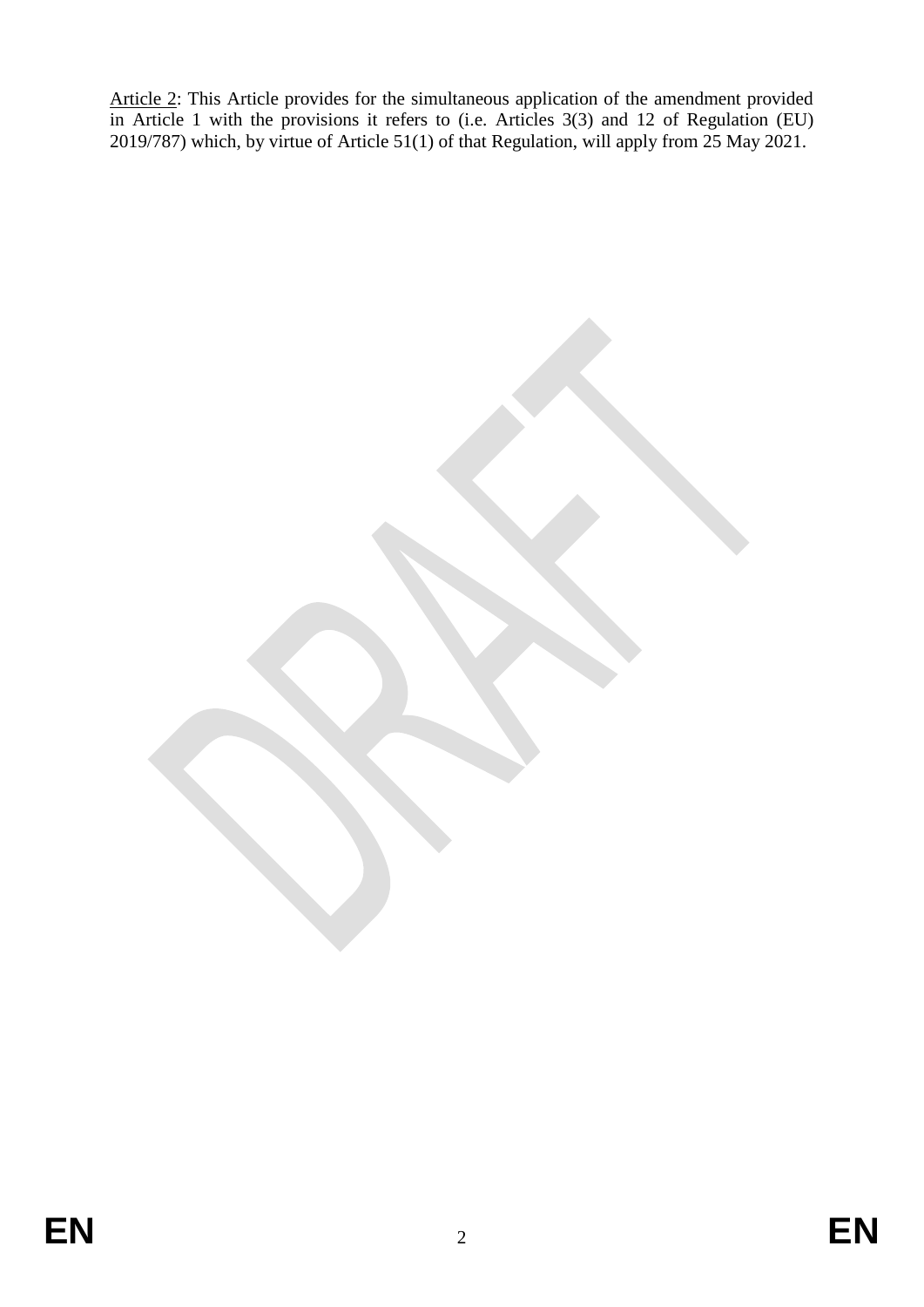<u>Article 2</u>: This Article provides for the simultaneous application of the amendment provided in Article 1 with the provisions it refers to (i.e. Articles 3(3) and 12 of Regulation (EU) 2019/787) which, by virtue of Article 51(1) of that Regulation, will apply from 25 May 2021.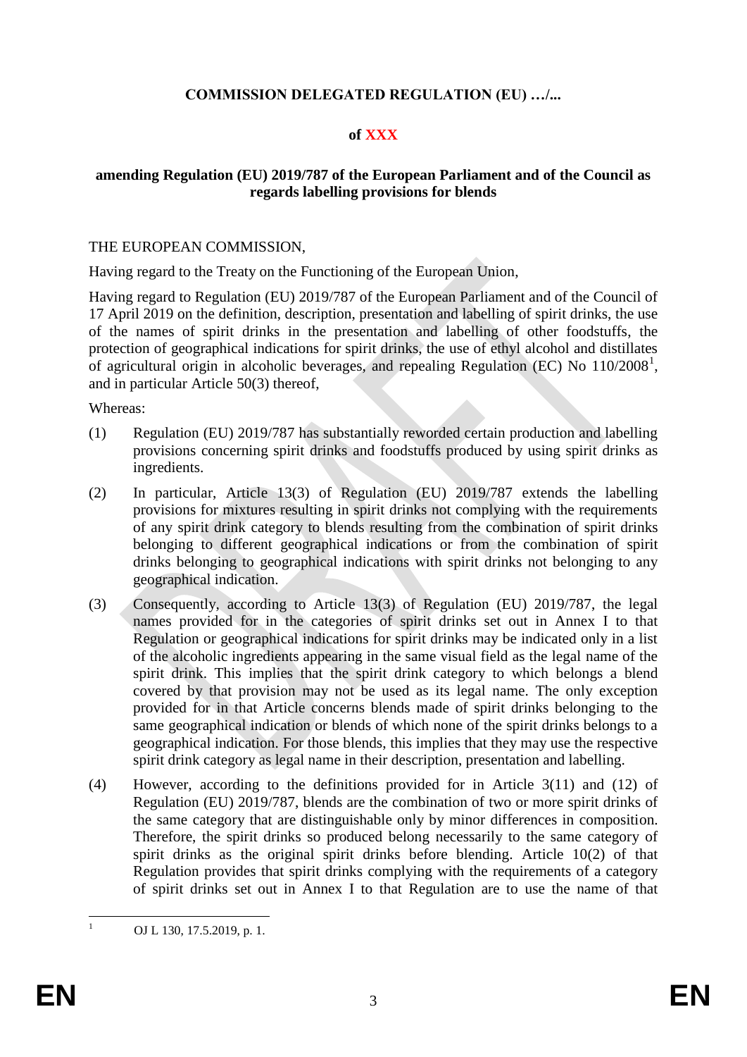**COMMISSION DELEGATED REGULATION (EU) …/...**

**of XXX**

**amending Regulation (EU) 2019/787 of the European Parliament and of the Council as regards labelling provisions for blends**

THE EUROPEAN COMMISSION,

Having regard to the Treaty on the Functioning of the European Union,

Having regard to Regulation (EU) 2019/787 of the European Parliament and of the Council of 17 April 2019 on the definition, description, presentation and labelling of spirit drinks, the use of the names of spirit drinks in the presentation and labelling of other foodstuffs, the protection of geographical indications for spirit drinks, the use of ethyl alcohol and distillates of agricultural origin in alcoholic beverages, and repealing Regulation (EC) No 110/2008[1], and in particular Article 50(3) thereof,

Whereas:

(1) Regulation (EU) 2019/787 has substantially reworded certain production and labelling provisions concerning spirit drinks and foodstuffs produced by using spirit drinks as ingredients.

(2) In particular, Article 13(3) of Regulation (EU) 2019/787 extends the labelling provisions for mixtures resulting in spirit drinks not complying with the requirements of any spirit drink category to blends resulting from the combination of spirit drinks belonging to different geographical indications or from the combination of spirit drinks belonging to geographical indications with spirit drinks not belonging to any geographical indication.

(3) Consequently, according to Article 13(3) of Regulation (EU) 2019/787, the legal names provided for in the categories of spirit drinks set out in Annex I to that Regulation or geographical indications for spirit drinks may be indicated only in a list of the alcoholic ingredients appearing in the same visual field as the legal name of the spirit drink. This implies that the spirit drink category to which belongs a blend covered by that provision may not be used as its legal name. The only exception provided for in that Article concerns blends made of spirit drinks belonging to the same geographical indication or blends of which none of the spirit drinks belongs to a geographical indication. For those blends, this implies that they may use the respective spirit drink category as legal name in their description, presentation and labelling.

(4) However, according to the definitions provided for in Article 3(11) and (12) of Regulation (EU) 2019/787, blends are the combination of two or more spirit drinks of the same category that are distinguishable only by minor differences in composition. Therefore, the spirit drinks so produced belong necessarily to the same category of spirit drinks as the original spirit drinks before blending. Article 10(2) of that Regulation provides that spirit drinks complying with the requirements of a category of spirit drinks set out in Annex I to that Regulation are to use the name of that

[1] OJ L 130, 17.5.2019, p. 1.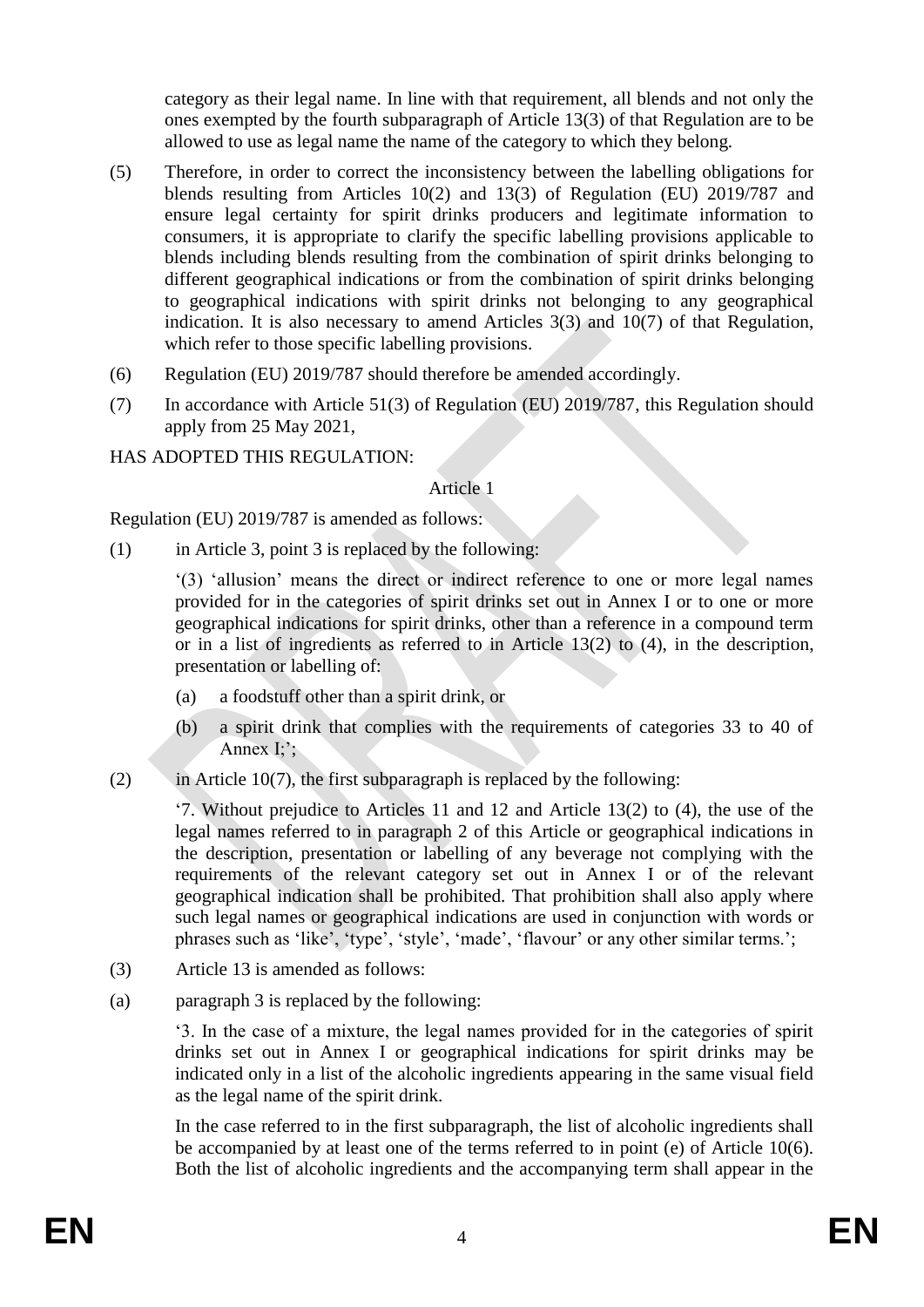category as their legal name. In line with that requirement, all blends and not only the ones exempted by the fourth subparagraph of Article 13(3) of that Regulation are to be allowed to use as legal name the name of the category to which they belong.

(5) Therefore, in order to correct the inconsistency between the labelling obligations for blends resulting from Articles 10(2) and 13(3) of Regulation (EU) 2019/787 and ensure legal certainty for spirit drinks producers and legitimate information to consumers, it is appropriate to clarify the specific labelling provisions applicable to blends including blends resulting from the combination of spirit drinks belonging to different geographical indications or from the combination of spirit drinks belonging to geographical indications with spirit drinks not belonging to any geographical indication. It is also necessary to amend Articles 3(3) and 10(7) of that Regulation, which refer to those specific labelling provisions.

(6) Regulation (EU) 2019/787 should therefore be amended accordingly.

(7) In accordance with Article 51(3) of Regulation (EU) 2019/787, this Regulation should apply from 25 May 2021,

HAS ADOPTED THIS REGULATION:

Article 1

Regulation (EU) 2019/787 is amended as follows:

(1) in Article 3, point 3 is replaced by the following:

> '(3) 'allusion' means the direct or indirect reference to one or more legal names provided for in the categories of spirit drinks set out in Annex I or to one or more geographical indications for spirit drinks, other than a reference in a compound term or in a list of ingredients as referred to in Article 13(2) to (4), in the description, presentation or labelling of:
>
> (a) a foodstuff other than a spirit drink, or
>
> (b) a spirit drink that complies with the requirements of categories 33 to 40 of Annex I;';

(2) in Article 10(7), the first subparagraph is replaced by the following:

> '7. Without prejudice to Articles 11 and 12 and Article 13(2) to (4), the use of the legal names referred to in paragraph 2 of this Article or geographical indications in the description, presentation or labelling of any beverage not complying with the requirements of the relevant category set out in Annex I or of the relevant geographical indication shall be prohibited. That prohibition shall also apply where such legal names or geographical indications are used in conjunction with words or phrases such as 'like', 'type', 'style', 'made', 'flavour' or any other similar terms.';

(3) Article 13 is amended as follows:

(a) paragraph 3 is replaced by the following:

> '3. In the case of a mixture, the legal names provided for in the categories of spirit drinks set out in Annex I or geographical indications for spirit drinks may be indicated only in a list of the alcoholic ingredients appearing in the same visual field as the legal name of the spirit drink.
>
> In the case referred to in the first subparagraph, the list of alcoholic ingredients shall be accompanied by at least one of the terms referred to in point (e) of Article 10(6). Both the list of alcoholic ingredients and the accompanying term shall appear in the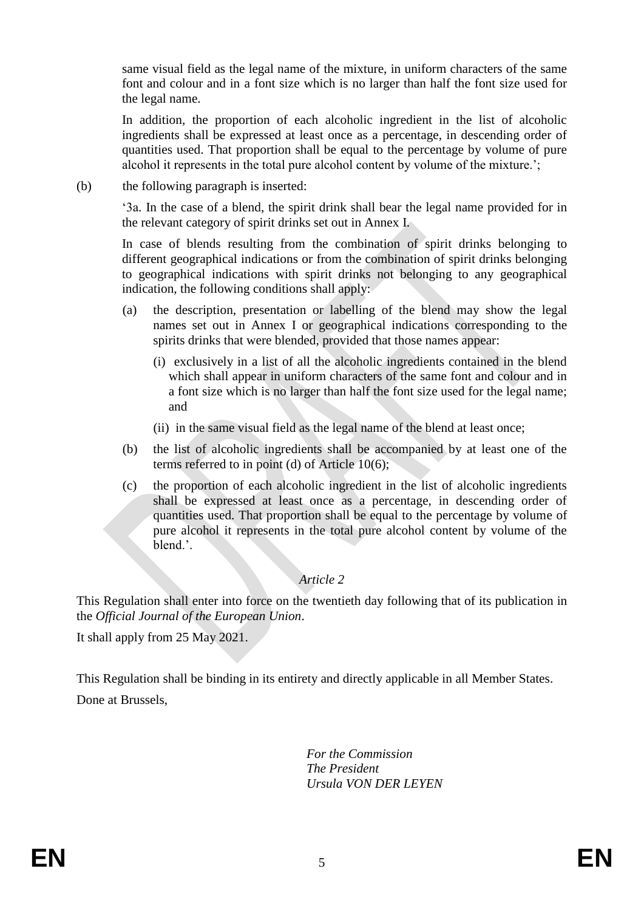same visual field as the legal name of the mixture, in uniform characters of the same font and colour and in a font size which is no larger than half the font size used for the legal name.

In addition, the proportion of each alcoholic ingredient in the list of alcoholic ingredients shall be expressed at least once as a percentage, in descending order of quantities used. That proportion shall be equal to the percentage by volume of pure alcohol it represents in the total pure alcohol content by volume of the mixture.';

(b) the following paragraph is inserted:

'3a. In the case of a blend, the spirit drink shall bear the legal name provided for in the relevant category of spirit drinks set out in Annex I.

In case of blends resulting from the combination of spirit drinks belonging to different geographical indications or from the combination of spirit drinks belonging to geographical indications with spirit drinks not belonging to any geographical indication, the following conditions shall apply:

(a) the description, presentation or labelling of the blend may show the legal names set out in Annex I or geographical indications corresponding to the spirits drinks that were blended, provided that those names appear:

(i) exclusively in a list of all the alcoholic ingredients contained in the blend which shall appear in uniform characters of the same font and colour and in a font size which is no larger than half the font size used for the legal name; and

(ii) in the same visual field as the legal name of the blend at least once;

(b) the list of alcoholic ingredients shall be accompanied by at least one of the terms referred to in point (d) of Article 10(6);

(c) the proportion of each alcoholic ingredient in the list of alcoholic ingredients shall be expressed at least once as a percentage, in descending order of quantities used. That proportion shall be equal to the percentage by volume of pure alcohol it represents in the total pure alcohol content by volume of the blend.'.

*Article 2*

This Regulation shall enter into force on the twentieth day following that of its publication in the *Official Journal of the European Union*.

It shall apply from 25 May 2021.

This Regulation shall be binding in its entirety and directly applicable in all Member States.

Done at Brussels,

*For the Commission*
*The President*
*Ursula VON DER LEYEN*